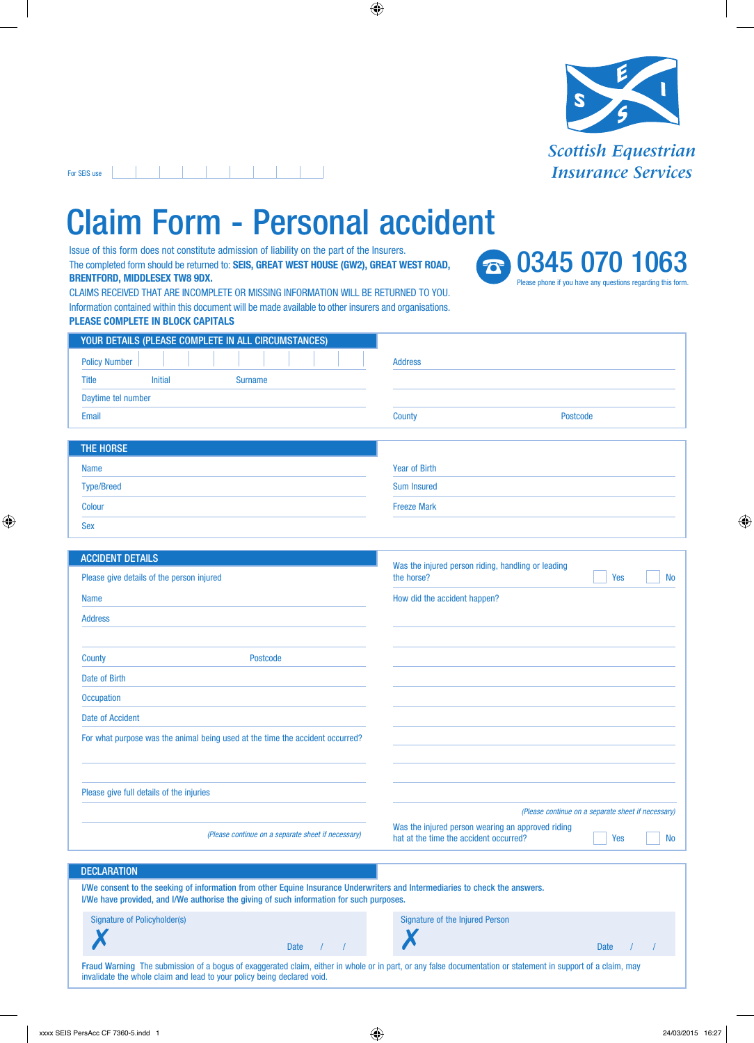Scottish Equestrian Insurance Services

For SEIS use

# Claim Form - Personal accident

Issue of this form does not constitute admission of liability on the part of the Insurers.

The completed form should be returned to: **SEIS, GREAT WEST HOUSE (GW2), GREAT WEST ROAD, BRENTFORD, MIDDLESEX TW8 9DX.**

CLAIMS RECEIVED THAT ARE INCOMPLETE OR MISSING INFORMATION WILL BE RETURNED TO YOU.

Information contained within this document will be made available to other insurers and organisations.

**PLEASE COMPLETE IN BLOCK CAPITALS**

**0345 070 1063**

Please phone if you have any questions regarding this form.

## YOUR DETAILS (PLEASE COMPLETE IN ALL CIRCUMSTANCES)

Policy Number

Title    Initial    Surname

Daytime tel number

Email

Address

County    Postcode

## THE HORSE

Name

Type/Breed

Colour

Sex

Year of Birth

Sum Insured

Freeze Mark

## ACCIDENT DETAILS

Please give details of the person injured

Name

Address

County    Postcode

Date of Birth

Occupation

Date of Accident

For what purpose was the animal being used at the time the accident occurred?

Please give full details of the injuries

*(Please continue on a separate sheet if necessary)*

Was the injured person riding, handling or leading the horse?    ☐ Yes    ☐ No

How did the accident happen?

*(Please continue on a separate sheet if necessary)*

Was the injured person wearing an approved riding hat at the time the accident occurred?    ☐ Yes    ☐ No

## DECLARATION

**I/We consent to the seeking of information from other Equine Insurance Underwriters and Intermediaries to check the answers. I/We have provided, and I/We authorise the giving of such information for such purposes.**

Signature of Policyholder(s)
✗    Date    /    /

Signature of the Injured Person
✗    Date    /    /

**Fraud Warning** The submission of a bogus of exaggerated claim, either in whole or in part, or any false documentation or statement in support of a claim, may invalidate the whole claim and lead to your policy being declared void.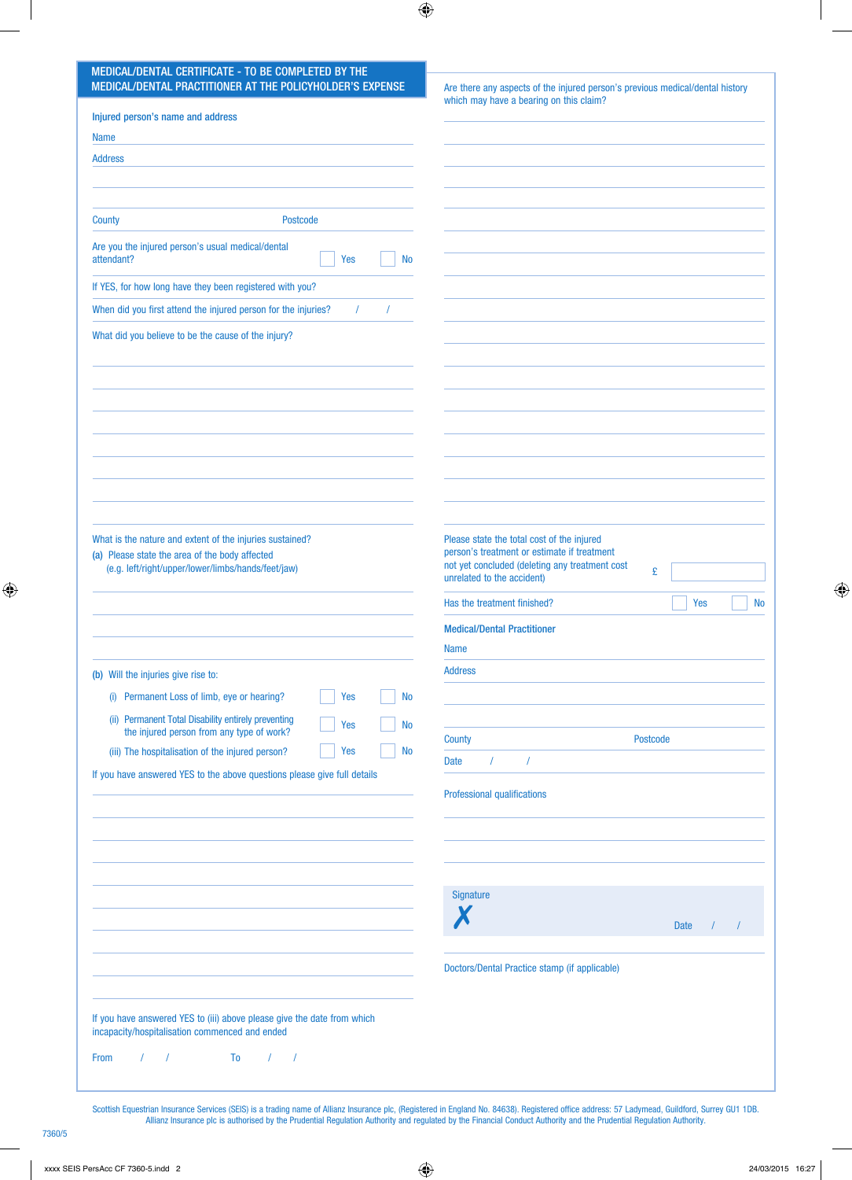## MEDICAL/DENTAL CERTIFICATE - TO BE COMPLETED BY THE MEDICAL/DENTAL PRACTITIONER AT THE POLICYHOLDER'S EXPENSE

**Injured person's name and address**

Name

Address

County Postcode

Are you the injured person's usual medical/dental attendant? ☐ Yes ☐ No

If YES, for how long have they been registered with you?

When did you first attend the injured person for the injuries? / /

What did you believe to be the cause of the injury?

What is the nature and extent of the injuries sustained?

(a) Please state the area of the body affected (e.g. left/right/upper/lower/limbs/hands/feet/jaw)

(b) Will the injuries give rise to:

(i) Permanent Loss of limb, eye or hearing? ☐ Yes ☐ No

(ii) Permanent Total Disability entirely preventing the injured person from any type of work? ☐ Yes ☐ No

(iii) The hospitalisation of the injured person? ☐ Yes ☐ No

If you have answered YES to the above questions please give full details

If you have answered YES to (iii) above please give the date from which incapacity/hospitalisation commenced and ended

From / / To / /

Are there any aspects of the injured person's previous medical/dental history which may have a bearing on this claim?

Please state the total cost of the injured person's treatment or estimate if treatment not yet concluded (deleting any treatment cost unrelated to the accident) £

Has the treatment finished? ☐ Yes ☐ No

**Medical/Dental Practitioner**

Name

Address

County Postcode

Date / /

Professional qualifications

Signature ✗ Date / /

Doctors/Dental Practice stamp (if applicable)

Scottish Equestrian Insurance Services (SEIS) is a trading name of Allianz Insurance plc, (Registered in England No. 84638). Registered office address: 57 Ladymead, Guildford, Surrey GU1 1DB. Allianz Insurance plc is authorised by the Prudential Regulation Authority and regulated by the Financial Conduct Authority and the Prudential Regulation Authority.

7360/5